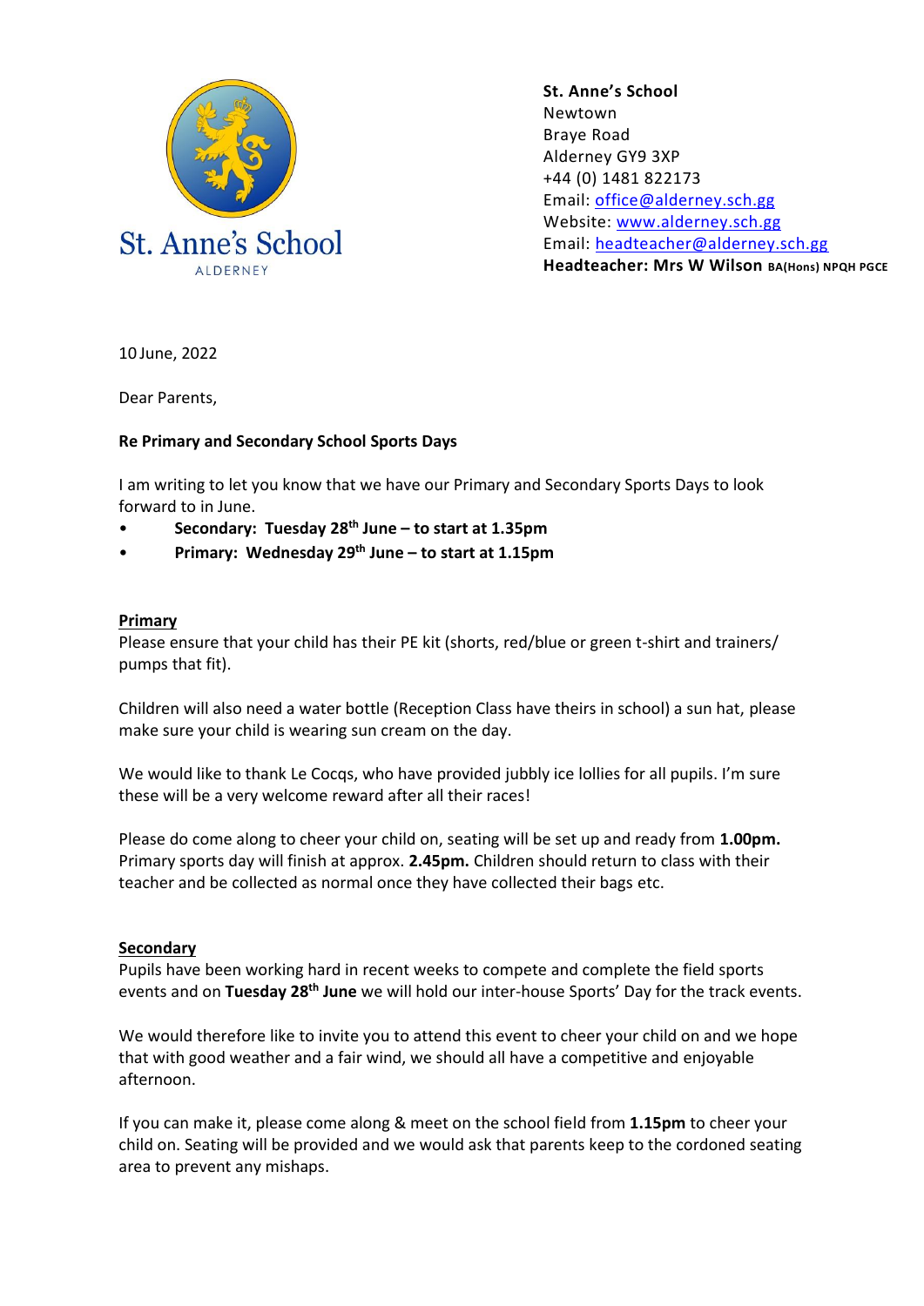St. Anne's School
ALDERNEY

**St. Anne's School**
Newtown
Braye Road
Alderney GY9 3XP
+44 (0) 1481 822173
Email: office@alderney.sch.gg
Website: www.alderney.sch.gg
Email: headteacher@alderney.sch.gg
**Headteacher: Mrs W Wilson BA(Hons) NPQH PGCE**

10 June, 2022

Dear Parents,

**Re Primary and Secondary School Sports Days**

I am writing to let you know that we have our Primary and Secondary Sports Days to look forward to in June.

- **Secondary: Tuesday 28th June – to start at 1.35pm**
- **Primary: Wednesday 29th June – to start at 1.15pm**

**Primary**

Please ensure that your child has their PE kit (shorts, red/blue or green t-shirt and trainers/ pumps that fit).

Children will also need a water bottle (Reception Class have theirs in school) a sun hat, please make sure your child is wearing sun cream on the day.

We would like to thank Le Cocqs, who have provided jubbly ice lollies for all pupils. I'm sure these will be a very welcome reward after all their races!

Please do come along to cheer your child on, seating will be set up and ready from **1.00pm.** Primary sports day will finish at approx. **2.45pm.** Children should return to class with their teacher and be collected as normal once they have collected their bags etc.

**Secondary**

Pupils have been working hard in recent weeks to compete and complete the field sports events and on **Tuesday 28th June** we will hold our inter-house Sports' Day for the track events.

We would therefore like to invite you to attend this event to cheer your child on and we hope that with good weather and a fair wind, we should all have a competitive and enjoyable afternoon.

If you can make it, please come along & meet on the school field from **1.15pm** to cheer your child on. Seating will be provided and we would ask that parents keep to the cordoned seating area to prevent any mishaps.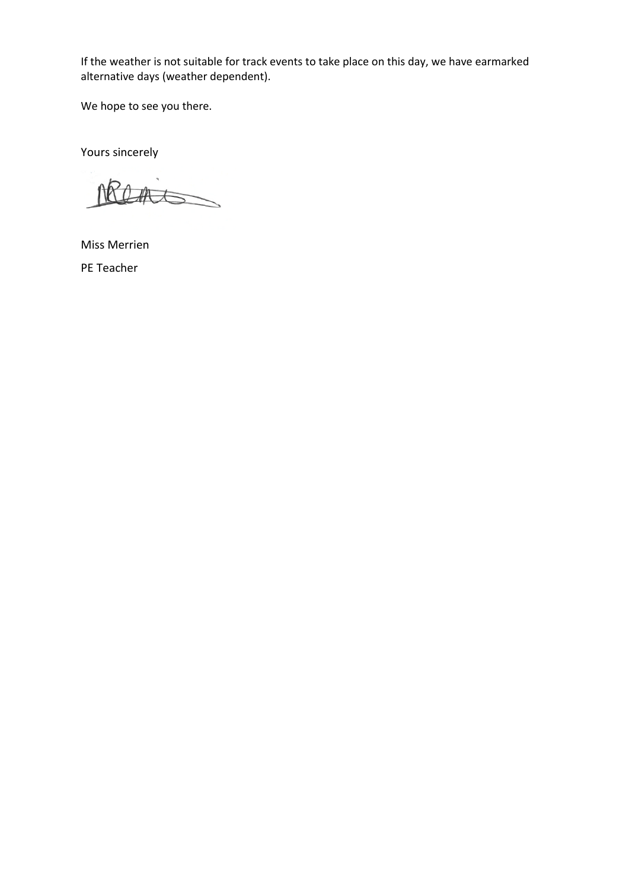If the weather is not suitable for track events to take place on this day, we have earmarked alternative days (weather dependent).

We hope to see you there.

Yours sincerely

Miss Merrien

PE Teacher